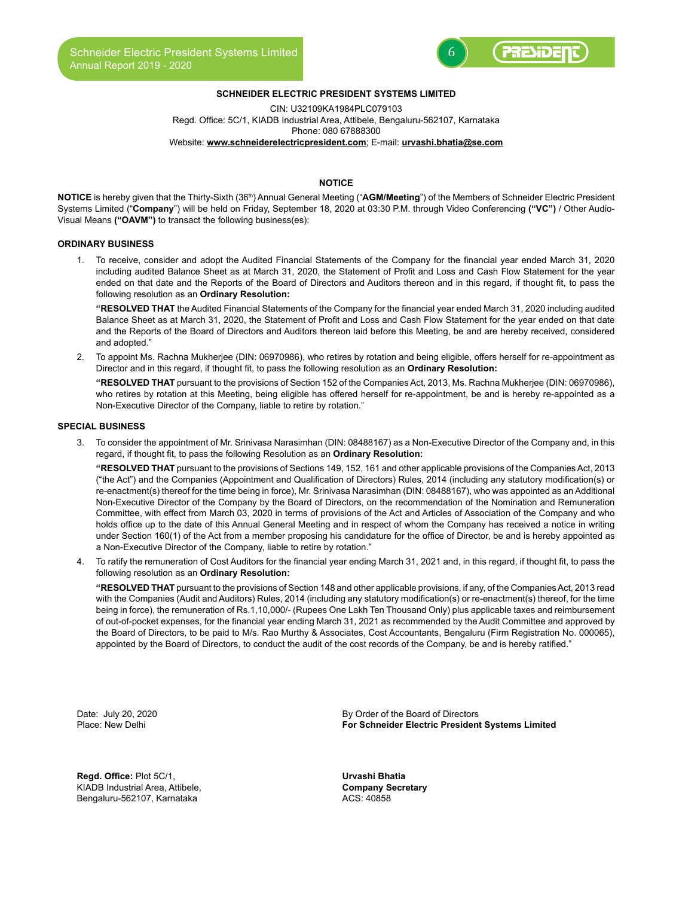**SCHNEIDER ELECTRIC PRESIDENT SYSTEMS LIMITED**

CIN: U32109KA1984PLC079103
Regd. Office: 5C/1, KIADB Industrial Area, Attibele, Bengaluru-562107, Karnataka
Phone: 080 67888300
Website: **www.schneiderelectricpresident.com**; E-mail: **urvashi.bhatia@se.com**

## NOTICE

**NOTICE** is hereby given that the Thirty-Sixth (36th) Annual General Meeting ("**AGM/Meeting**") of the Members of Schneider Electric President Systems Limited ("**Company**") will be held on Friday, September 18, 2020 at 03:30 P.M. through Video Conferencing **("VC")** / Other Audio-Visual Means **("OAVM")** to transact the following business(es):

### ORDINARY BUSINESS

1. To receive, consider and adopt the Audited Financial Statements of the Company for the financial year ended March 31, 2020 including audited Balance Sheet as at March 31, 2020, the Statement of Profit and Loss and Cash Flow Statement for the year ended on that date and the Reports of the Board of Directors and Auditors thereon and in this regard, if thought fit, to pass the following resolution as an **Ordinary Resolution:**

   **"RESOLVED THAT** the Audited Financial Statements of the Company for the financial year ended March 31, 2020 including audited Balance Sheet as at March 31, 2020, the Statement of Profit and Loss and Cash Flow Statement for the year ended on that date and the Reports of the Board of Directors and Auditors thereon laid before this Meeting, be and are hereby received, considered and adopted."

2. To appoint Ms. Rachna Mukherjee (DIN: 06970986), who retires by rotation and being eligible, offers herself for re-appointment as Director and in this regard, if thought fit, to pass the following resolution as an **Ordinary Resolution:**

   **"RESOLVED THAT** pursuant to the provisions of Section 152 of the Companies Act, 2013, Ms. Rachna Mukherjee (DIN: 06970986), who retires by rotation at this Meeting, being eligible has offered herself for re-appointment, be and is hereby re-appointed as a Non-Executive Director of the Company, liable to retire by rotation."

### SPECIAL BUSINESS

3. To consider the appointment of Mr. Srinivasa Narasimhan (DIN: 08488167) as a Non-Executive Director of the Company and, in this regard, if thought fit, to pass the following Resolution as an **Ordinary Resolution:**

   **"RESOLVED THAT** pursuant to the provisions of Sections 149, 152, 161 and other applicable provisions of the Companies Act, 2013 ("the Act") and the Companies (Appointment and Qualification of Directors) Rules, 2014 (including any statutory modification(s) or re-enactment(s) thereof for the time being in force), Mr. Srinivasa Narasimhan (DIN: 08488167), who was appointed as an Additional Non-Executive Director of the Company by the Board of Directors, on the recommendation of the Nomination and Remuneration Committee, with effect from March 03, 2020 in terms of provisions of the Act and Articles of Association of the Company and who holds office up to the date of this Annual General Meeting and in respect of whom the Company has received a notice in writing under Section 160(1) of the Act from a member proposing his candidature for the office of Director, be and is hereby appointed as a Non-Executive Director of the Company, liable to retire by rotation."

4. To ratify the remuneration of Cost Auditors for the financial year ending March 31, 2021 and, in this regard, if thought fit, to pass the following resolution as an **Ordinary Resolution:**

   **"RESOLVED THAT** pursuant to the provisions of Section 148 and other applicable provisions, if any, of the Companies Act, 2013 read with the Companies (Audit and Auditors) Rules, 2014 (including any statutory modification(s) or re-enactment(s) thereof, for the time being in force), the remuneration of Rs.1,10,000/- (Rupees One Lakh Ten Thousand Only) plus applicable taxes and reimbursement of out-of-pocket expenses, for the financial year ending March 31, 2021 as recommended by the Audit Committee and approved by the Board of Directors, to be paid to M/s. Rao Murthy & Associates, Cost Accountants, Bengaluru (Firm Registration No. 000065), appointed by the Board of Directors, to conduct the audit of the cost records of the Company, be and is hereby ratified."

Date: July 20, 2020
Place: New Delhi

By Order of the Board of Directors
**For Schneider Electric President Systems Limited**

**Regd. Office:** Plot 5C/1,
KIADB Industrial Area, Attibele,
Bengaluru-562107, Karnataka

**Urvashi Bhatia**
**Company Secretary**
ACS: 40858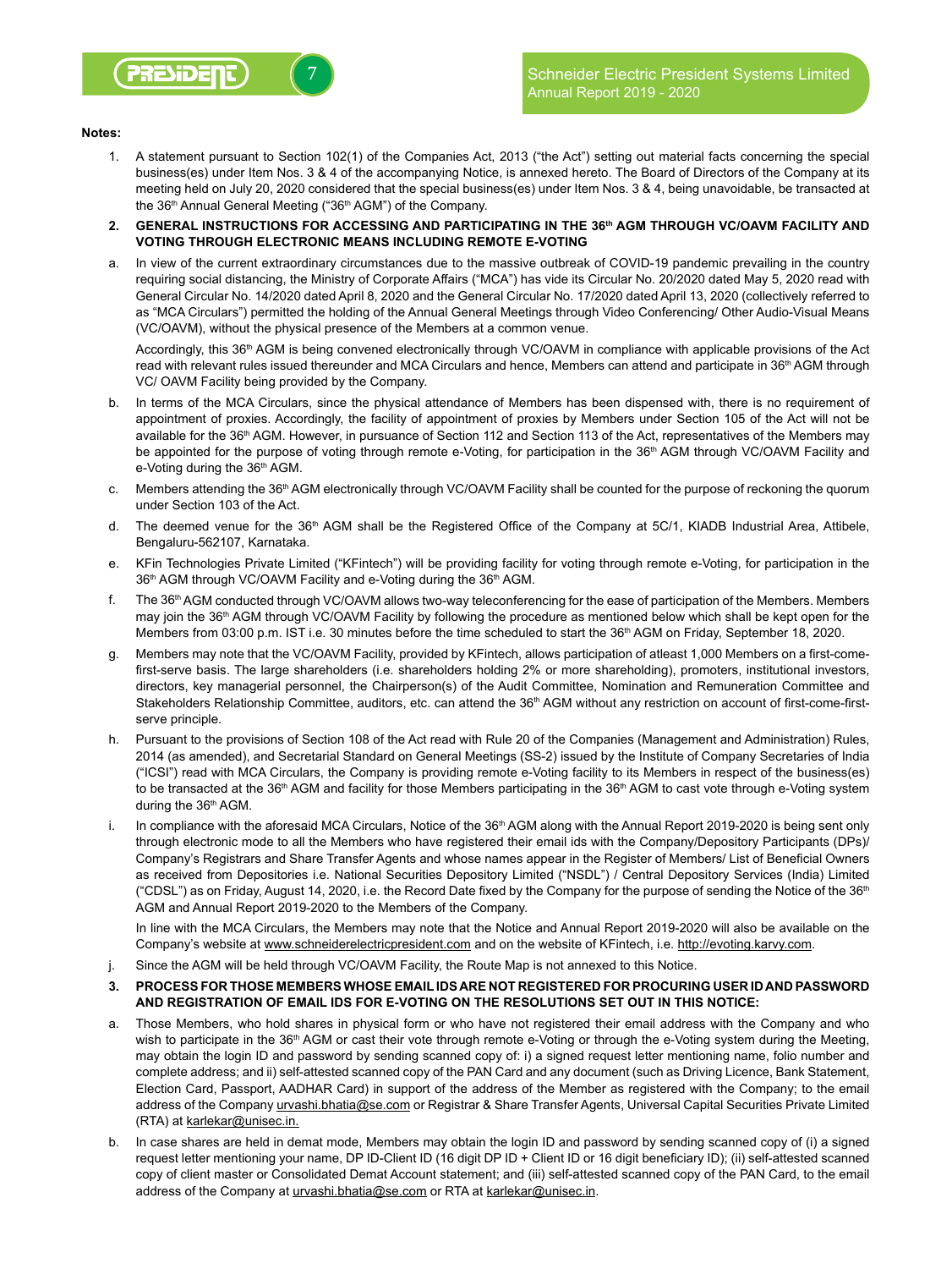**Notes:**

1. A statement pursuant to Section 102(1) of the Companies Act, 2013 ("the Act") setting out material facts concerning the special business(es) under Item Nos. 3 & 4 of the accompanying Notice, is annexed hereto. The Board of Directors of the Company at its meeting held on July 20, 2020 considered that the special business(es) under Item Nos. 3 & 4, being unavoidable, be transacted at the 36th Annual General Meeting ("36th AGM") of the Company.

2. **GENERAL INSTRUCTIONS FOR ACCESSING AND PARTICIPATING IN THE 36th AGM THROUGH VC/OAVM FACILITY AND VOTING THROUGH ELECTRONIC MEANS INCLUDING REMOTE E-VOTING**

a. In view of the current extraordinary circumstances due to the massive outbreak of COVID-19 pandemic prevailing in the country requiring social distancing, the Ministry of Corporate Affairs ("MCA") has vide its Circular No. 20/2020 dated May 5, 2020 read with General Circular No. 14/2020 dated April 8, 2020 and the General Circular No. 17/2020 dated April 13, 2020 (collectively referred to as "MCA Circulars") permitted the holding of the Annual General Meetings through Video Conferencing/ Other Audio-Visual Means (VC/OAVM), without the physical presence of the Members at a common venue.

   Accordingly, this 36th AGM is being convened electronically through VC/OAVM in compliance with applicable provisions of the Act read with relevant rules issued thereunder and MCA Circulars and hence, Members can attend and participate in 36th AGM through VC/ OAVM Facility being provided by the Company.

b. In terms of the MCA Circulars, since the physical attendance of Members has been dispensed with, there is no requirement of appointment of proxies. Accordingly, the facility of appointment of proxies by Members under Section 105 of the Act will not be available for the 36th AGM. However, in pursuance of Section 112 and Section 113 of the Act, representatives of the Members may be appointed for the purpose of voting through remote e-Voting, for participation in the 36th AGM through VC/OAVM Facility and e-Voting during the 36th AGM.

c. Members attending the 36th AGM electronically through VC/OAVM Facility shall be counted for the purpose of reckoning the quorum under Section 103 of the Act.

d. The deemed venue for the 36th AGM shall be the Registered Office of the Company at 5C/1, KIADB Industrial Area, Attibele, Bengaluru-562107, Karnataka.

e. KFin Technologies Private Limited ("KFintech") will be providing facility for voting through remote e-Voting, for participation in the 36th AGM through VC/OAVM Facility and e-Voting during the 36th AGM.

f. The 36th AGM conducted through VC/OAVM allows two-way teleconferencing for the ease of participation of the Members. Members may join the 36th AGM through VC/OAVM Facility by following the procedure as mentioned below which shall be kept open for the Members from 03:00 p.m. IST i.e. 30 minutes before the time scheduled to start the 36th AGM on Friday, September 18, 2020.

g. Members may note that the VC/OAVM Facility, provided by KFintech, allows participation of atleast 1,000 Members on a first-come-first-serve basis. The large shareholders (i.e. shareholders holding 2% or more shareholding), promoters, institutional investors, directors, key managerial personnel, the Chairperson(s) of the Audit Committee, Nomination and Remuneration Committee and Stakeholders Relationship Committee, auditors, etc. can attend the 36th AGM without any restriction on account of first-come-first-serve principle.

h. Pursuant to the provisions of Section 108 of the Act read with Rule 20 of the Companies (Management and Administration) Rules, 2014 (as amended), and Secretarial Standard on General Meetings (SS-2) issued by the Institute of Company Secretaries of India ("ICSI") read with MCA Circulars, the Company is providing remote e-Voting facility to its Members in respect of the business(es) to be transacted at the 36th AGM and facility for those Members participating in the 36th AGM to cast vote through e-Voting system during the 36th AGM.

i. In compliance with the aforesaid MCA Circulars, Notice of the 36th AGM along with the Annual Report 2019-2020 is being sent only through electronic mode to all the Members who have registered their email ids with the Company/Depository Participants (DPs)/ Company's Registrars and Share Transfer Agents and whose names appear in the Register of Members/ List of Beneficial Owners as received from Depositories i.e. National Securities Depository Limited ("NSDL") / Central Depository Services (India) Limited ("CDSL") as on Friday, August 14, 2020, i.e. the Record Date fixed by the Company for the purpose of sending the Notice of the 36th AGM and Annual Report 2019-2020 to the Members of the Company.

   In line with the MCA Circulars, the Members may note that the Notice and Annual Report 2019-2020 will also be available on the Company's website at www.schneiderelectricpresident.com and on the website of KFintech, i.e. http://evoting.karvy.com.

j. Since the AGM will be held through VC/OAVM Facility, the Route Map is not annexed to this Notice.

3. **PROCESS FOR THOSE MEMBERS WHOSE EMAIL IDS ARE NOT REGISTERED FOR PROCURING USER ID AND PASSWORD AND REGISTRATION OF EMAIL IDS FOR E-VOTING ON THE RESOLUTIONS SET OUT IN THIS NOTICE:**

a. Those Members, who hold shares in physical form or who have not registered their email address with the Company and who wish to participate in the 36th AGM or cast their vote through remote e-Voting or through the e-Voting system during the Meeting, may obtain the login ID and password by sending scanned copy of: i) a signed request letter mentioning name, folio number and complete address; and ii) self-attested scanned copy of the PAN Card and any document (such as Driving Licence, Bank Statement, Election Card, Passport, AADHAR Card) in support of the address of the Member as registered with the Company; to the email address of the Company urvashi.bhatia@se.com or Registrar & Share Transfer Agents, Universal Capital Securities Private Limited (RTA) at karlekar@unisec.in.

b. In case shares are held in demat mode, Members may obtain the login ID and password by sending scanned copy of (i) a signed request letter mentioning your name, DP ID-Client ID (16 digit DP ID + Client ID or 16 digit beneficiary ID); (ii) self-attested scanned copy of client master or Consolidated Demat Account statement; and (iii) self-attested scanned copy of the PAN Card, to the email address of the Company at urvashi.bhatia@se.com or RTA at karlekar@unisec.in.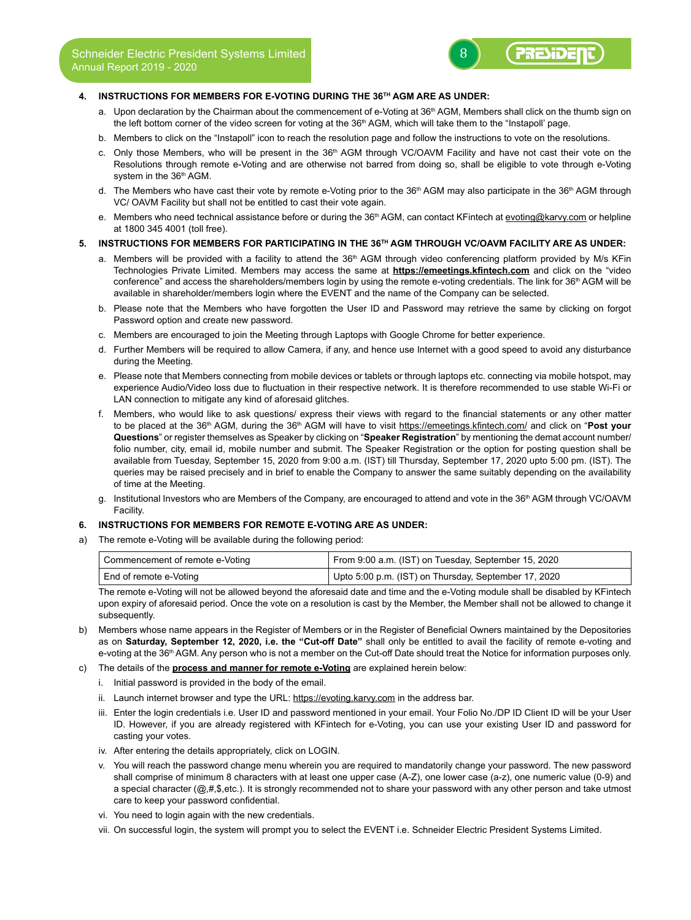### 4. INSTRUCTIONS FOR MEMBERS FOR E-VOTING DURING THE 36TH AGM ARE AS UNDER:

a. Upon declaration by the Chairman about the commencement of e-Voting at 36th AGM, Members shall click on the thumb sign on the left bottom corner of the video screen for voting at the 36th AGM, which will take them to the "Instapoll' page.

b. Members to click on the "Instapoll" icon to reach the resolution page and follow the instructions to vote on the resolutions.

c. Only those Members, who will be present in the 36th AGM through VC/OAVM Facility and have not cast their vote on the Resolutions through remote e-Voting and are otherwise not barred from doing so, shall be eligible to vote through e-Voting system in the 36th AGM.

d. The Members who have cast their vote by remote e-Voting prior to the 36th AGM may also participate in the 36th AGM through VC/ OAVM Facility but shall not be entitled to cast their vote again.

e. Members who need technical assistance before or during the 36th AGM, can contact KFintech at evoting@karvy.com or helpline at 1800 345 4001 (toll free).

### 5. INSTRUCTIONS FOR MEMBERS FOR PARTICIPATING IN THE 36TH AGM THROUGH VC/OAVM FACILITY ARE AS UNDER:

a. Members will be provided with a facility to attend the 36th AGM through video conferencing platform provided by M/s KFin Technologies Private Limited. Members may access the same at **https://emeetings.kfintech.com** and click on the "video conference" and access the shareholders/members login by using the remote e-voting credentials. The link for 36th AGM will be available in shareholder/members login where the EVENT and the name of the Company can be selected.

b. Please note that the Members who have forgotten the User ID and Password may retrieve the same by clicking on forgot Password option and create new password.

c. Members are encouraged to join the Meeting through Laptops with Google Chrome for better experience.

d. Further Members will be required to allow Camera, if any, and hence use Internet with a good speed to avoid any disturbance during the Meeting.

e. Please note that Members connecting from mobile devices or tablets or through laptops etc. connecting via mobile hotspot, may experience Audio/Video loss due to fluctuation in their respective network. It is therefore recommended to use stable Wi-Fi or LAN connection to mitigate any kind of aforesaid glitches.

f. Members, who would like to ask questions/ express their views with regard to the financial statements or any other matter to be placed at the 36th AGM, during the 36th AGM will have to visit https://emeetings.kfintech.com/ and click on "**Post your Questions**" or register themselves as Speaker by clicking on "**Speaker Registration**" by mentioning the demat account number/ folio number, city, email id, mobile number and submit. The Speaker Registration or the option for posting question shall be available from Tuesday, September 15, 2020 from 9:00 a.m. (IST) till Thursday, September 17, 2020 upto 5:00 pm. (IST). The queries may be raised precisely and in brief to enable the Company to answer the same suitably depending on the availability of time at the Meeting.

g. Institutional Investors who are Members of the Company, are encouraged to attend and vote in the 36th AGM through VC/OAVM Facility.

### 6. INSTRUCTIONS FOR MEMBERS FOR REMOTE E-VOTING ARE AS UNDER:

a) The remote e-Voting will be available during the following period:

| Commencement of remote e-Voting | From 9:00 a.m. (IST) on Tuesday, September 15, 2020 |
|---|---|
| End of remote e-Voting | Upto 5:00 p.m. (IST) on Thursday, September 17, 2020 |

The remote e-Voting will not be allowed beyond the aforesaid date and time and the e-Voting module shall be disabled by KFintech upon expiry of aforesaid period. Once the vote on a resolution is cast by the Member, the Member shall not be allowed to change it subsequently.

b) Members whose name appears in the Register of Members or in the Register of Beneficial Owners maintained by the Depositories as on **Saturday, September 12, 2020, i.e. the "Cut-off Date"** shall only be entitled to avail the facility of remote e-voting and e-voting at the 36th AGM. Any person who is not a member on the Cut-off Date should treat the Notice for information purposes only.

c) The details of the **process and manner for remote e-Voting** are explained herein below:

i. Initial password is provided in the body of the email.

ii. Launch internet browser and type the URL: https://evoting.karvy.com in the address bar.

iii. Enter the login credentials i.e. User ID and password mentioned in your email. Your Folio No./DP ID Client ID will be your User ID. However, if you are already registered with KFintech for e-Voting, you can use your existing User ID and password for casting your votes.

iv. After entering the details appropriately, click on LOGIN.

v. You will reach the password change menu wherein you are required to mandatorily change your password. The new password shall comprise of minimum 8 characters with at least one upper case (A-Z), one lower case (a-z), one numeric value (0-9) and a special character (@,#,$,etc.). It is strongly recommended not to share your password with any other person and take utmost care to keep your password confidential.

vi. You need to login again with the new credentials.

vii. On successful login, the system will prompt you to select the EVENT i.e. Schneider Electric President Systems Limited.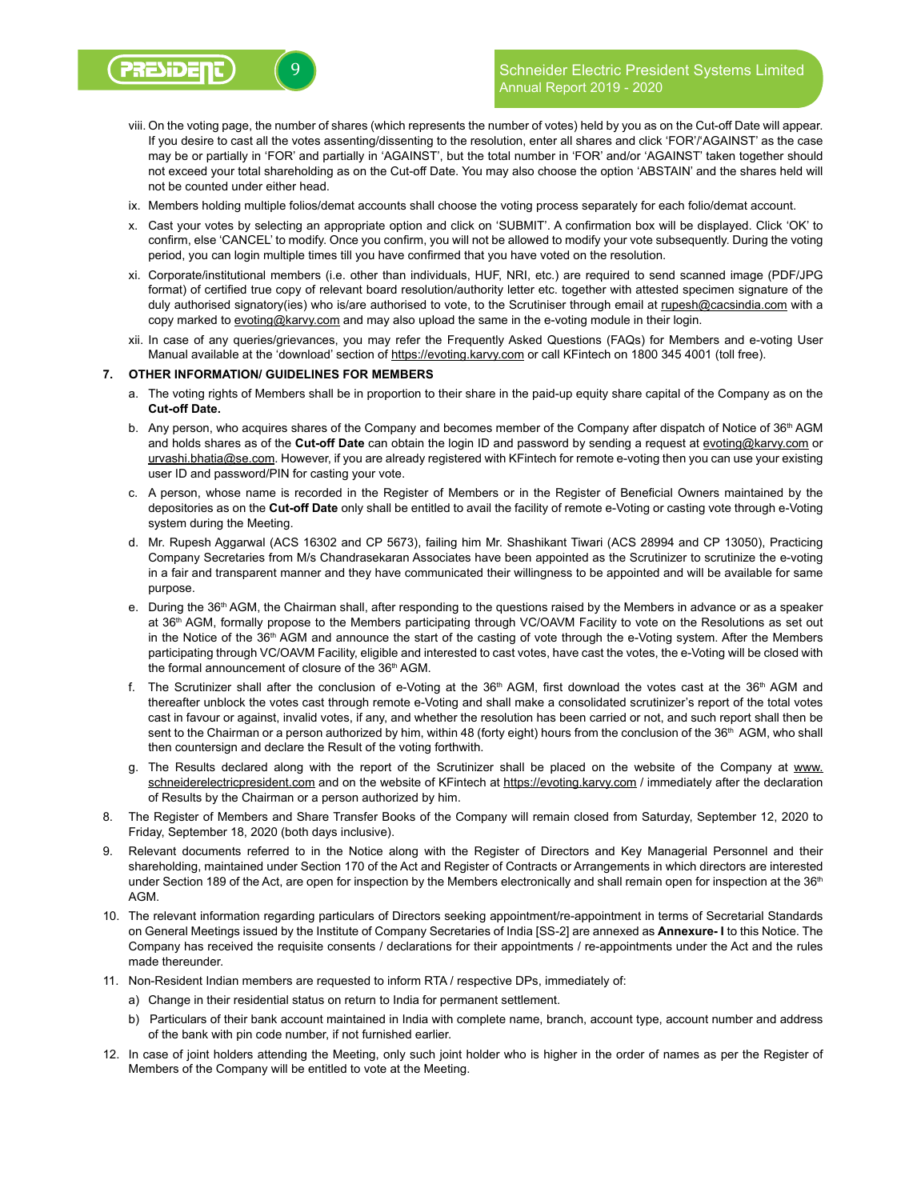viii. On the voting page, the number of shares (which represents the number of votes) held by you as on the Cut-off Date will appear. If you desire to cast all the votes assenting/dissenting to the resolution, enter all shares and click 'FOR'/'AGAINST' as the case may be or partially in 'FOR' and partially in 'AGAINST', but the total number in 'FOR' and/or 'AGAINST' taken together should not exceed your total shareholding as on the Cut-off Date. You may also choose the option 'ABSTAIN' and the shares held will not be counted under either head.

ix. Members holding multiple folios/demat accounts shall choose the voting process separately for each folio/demat account.

x. Cast your votes by selecting an appropriate option and click on 'SUBMIT'. A confirmation box will be displayed. Click 'OK' to confirm, else 'CANCEL' to modify. Once you confirm, you will not be allowed to modify your vote subsequently. During the voting period, you can login multiple times till you have confirmed that you have voted on the resolution.

xi. Corporate/institutional members (i.e. other than individuals, HUF, NRI, etc.) are required to send scanned image (PDF/JPG format) of certified true copy of relevant board resolution/authority letter etc. together with attested specimen signature of the duly authorised signatory(ies) who is/are authorised to vote, to the Scrutiniser through email at rupesh@cacsindia.com with a copy marked to evoting@karvy.com and may also upload the same in the e-voting module in their login.

xii. In case of any queries/grievances, you may refer the Frequently Asked Questions (FAQs) for Members and e-voting User Manual available at the 'download' section of https://evoting.karvy.com or call KFintech on 1800 345 4001 (toll free).

**7. OTHER INFORMATION/ GUIDELINES FOR MEMBERS**

a. The voting rights of Members shall be in proportion to their share in the paid-up equity share capital of the Company as on the **Cut-off Date.**

b. Any person, who acquires shares of the Company and becomes member of the Company after dispatch of Notice of 36th AGM and holds shares as of the **Cut-off Date** can obtain the login ID and password by sending a request at evoting@karvy.com or urvashi.bhatia@se.com. However, if you are already registered with KFintech for remote e-voting then you can use your existing user ID and password/PIN for casting your vote.

c. A person, whose name is recorded in the Register of Members or in the Register of Beneficial Owners maintained by the depositories as on the **Cut-off Date** only shall be entitled to avail the facility of remote e-Voting or casting vote through e-Voting system during the Meeting.

d. Mr. Rupesh Aggarwal (ACS 16302 and CP 5673), failing him Mr. Shashikant Tiwari (ACS 28994 and CP 13050), Practicing Company Secretaries from M/s Chandrasekaran Associates have been appointed as the Scrutinizer to scrutinize the e-voting in a fair and transparent manner and they have communicated their willingness to be appointed and will be available for same purpose.

e. During the 36th AGM, the Chairman shall, after responding to the questions raised by the Members in advance or as a speaker at 36th AGM, formally propose to the Members participating through VC/OAVM Facility to vote on the Resolutions as set out in the Notice of the 36th AGM and announce the start of the casting of vote through the e-Voting system. After the Members participating through VC/OAVM Facility, eligible and interested to cast votes, have cast the votes, the e-Voting will be closed with the formal announcement of closure of the 36th AGM.

f. The Scrutinizer shall after the conclusion of e-Voting at the 36th AGM, first download the votes cast at the 36th AGM and thereafter unblock the votes cast through remote e-Voting and shall make a consolidated scrutinizer's report of the total votes cast in favour or against, invalid votes, if any, and whether the resolution has been carried or not, and such report shall then be sent to the Chairman or a person authorized by him, within 48 (forty eight) hours from the conclusion of the 36th AGM, who shall then countersign and declare the Result of the voting forthwith.

g. The Results declared along with the report of the Scrutinizer shall be placed on the website of the Company at www.schneiderelectricpresident.com and on the website of KFintech at https://evoting.karvy.com / immediately after the declaration of Results by the Chairman or a person authorized by him.

8. The Register of Members and Share Transfer Books of the Company will remain closed from Saturday, September 12, 2020 to Friday, September 18, 2020 (both days inclusive).

9. Relevant documents referred to in the Notice along with the Register of Directors and Key Managerial Personnel and their shareholding, maintained under Section 170 of the Act and Register of Contracts or Arrangements in which directors are interested under Section 189 of the Act, are open for inspection by the Members electronically and shall remain open for inspection at the 36th AGM.

10. The relevant information regarding particulars of Directors seeking appointment/re-appointment in terms of Secretarial Standards on General Meetings issued by the Institute of Company Secretaries of India [SS-2] are annexed as **Annexure- I** to this Notice. The Company has received the requisite consents / declarations for their appointments / re-appointments under the Act and the rules made thereunder.

11. Non-Resident Indian members are requested to inform RTA / respective DPs, immediately of:

a) Change in their residential status on return to India for permanent settlement.

b) Particulars of their bank account maintained in India with complete name, branch, account type, account number and address of the bank with pin code number, if not furnished earlier.

12. In case of joint holders attending the Meeting, only such joint holder who is higher in the order of names as per the Register of Members of the Company will be entitled to vote at the Meeting.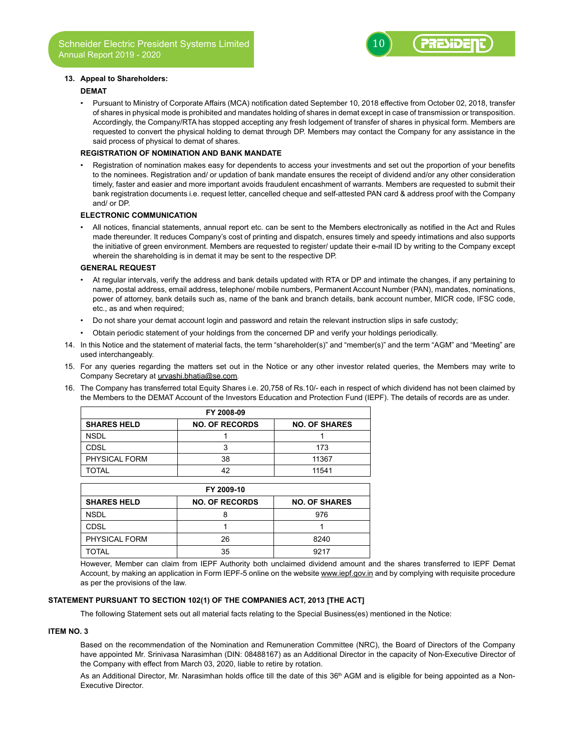13. **Appeal to Shareholders:**

**DEMAT**

- Pursuant to Ministry of Corporate Affairs (MCA) notification dated September 10, 2018 effective from October 02, 2018, transfer of shares in physical mode is prohibited and mandates holding of shares in demat except in case of transmission or transposition. Accordingly, the Company/RTA has stopped accepting any fresh lodgement of transfer of shares in physical form. Members are requested to convert the physical holding to demat through DP. Members may contact the Company for any assistance in the said process of physical to demat of shares.

**REGISTRATION OF NOMINATION AND BANK MANDATE**

- Registration of nomination makes easy for dependents to access your investments and set out the proportion of your benefits to the nominees. Registration and/ or updation of bank mandate ensures the receipt of dividend and/or any other consideration timely, faster and easier and more important avoids fraudulent encashment of warrants. Members are requested to submit their bank registration documents i.e. request letter, cancelled cheque and self-attested PAN card & address proof with the Company and/ or DP.

**ELECTRONIC COMMUNICATION**

- All notices, financial statements, annual report etc. can be sent to the Members electronically as notified in the Act and Rules made thereunder. It reduces Company's cost of printing and dispatch, ensures timely and speedy intimations and also supports the initiative of green environment. Members are requested to register/ update their e-mail ID by writing to the Company except wherein the shareholding is in demat it may be sent to the respective DP.

**GENERAL REQUEST**

- At regular intervals, verify the address and bank details updated with RTA or DP and intimate the changes, if any pertaining to name, postal address, email address, telephone/ mobile numbers, Permanent Account Number (PAN), mandates, nominations, power of attorney, bank details such as, name of the bank and branch details, bank account number, MICR code, IFSC code, etc., as and when required;
- Do not share your demat account login and password and retain the relevant instruction slips in safe custody;
- Obtain periodic statement of your holdings from the concerned DP and verify your holdings periodically.

14. In this Notice and the statement of material facts, the term "shareholder(s)" and "member(s)" and the term "AGM" and "Meeting" are used interchangeably.

15. For any queries regarding the matters set out in the Notice or any other investor related queries, the Members may write to Company Secretary at urvashi.bhatia@se.com.

16. The Company has transferred total Equity Shares i.e. 20,758 of Rs.10/- each in respect of which dividend has not been claimed by the Members to the DEMAT Account of the Investors Education and Protection Fund (IEPF). The details of records are as under.

| FY 2008-09 | | |
|---|---|---|
| **SHARES HELD** | **NO. OF RECORDS** | **NO. OF SHARES** |
| NSDL | 1 | 1 |
| CDSL | 3 | 173 |
| PHYSICAL FORM | 38 | 11367 |
| TOTAL | 42 | 11541 |

| FY 2009-10 | | |
|---|---|---|
| **SHARES HELD** | **NO. OF RECORDS** | **NO. OF SHARES** |
| NSDL | 8 | 976 |
| CDSL | 1 | 1 |
| PHYSICAL FORM | 26 | 8240 |
| TOTAL | 35 | 9217 |

However, Member can claim from IEPF Authority both unclaimed dividend amount and the shares transferred to IEPF Demat Account, by making an application in Form IEPF-5 online on the website www.iepf.gov.in and by complying with requisite procedure as per the provisions of the law.

**STATEMENT PURSUANT TO SECTION 102(1) OF THE COMPANIES ACT, 2013 [THE ACT]**

The following Statement sets out all material facts relating to the Special Business(es) mentioned in the Notice:

**ITEM NO. 3**

Based on the recommendation of the Nomination and Remuneration Committee (NRC), the Board of Directors of the Company have appointed Mr. Srinivasa Narasimhan (DIN: 08488167) as an Additional Director in the capacity of Non-Executive Director of the Company with effect from March 03, 2020, liable to retire by rotation.

As an Additional Director, Mr. Narasimhan holds office till the date of this 36th AGM and is eligible for being appointed as a Non-Executive Director.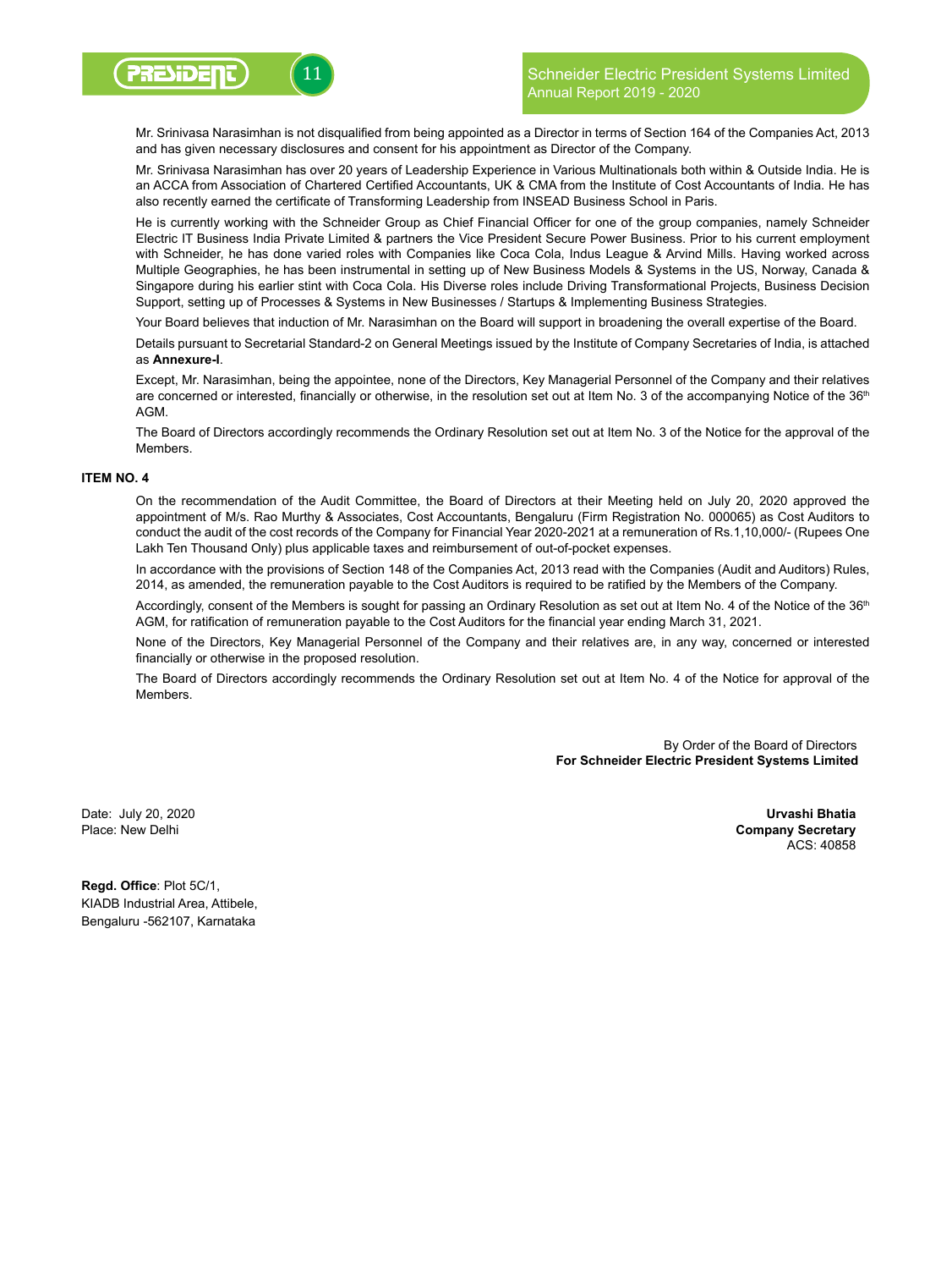Mr. Srinivasa Narasimhan is not disqualified from being appointed as a Director in terms of Section 164 of the Companies Act, 2013 and has given necessary disclosures and consent for his appointment as Director of the Company.

Mr. Srinivasa Narasimhan has over 20 years of Leadership Experience in Various Multinationals both within & Outside India. He is an ACCA from Association of Chartered Certified Accountants, UK & CMA from the Institute of Cost Accountants of India. He has also recently earned the certificate of Transforming Leadership from INSEAD Business School in Paris.

He is currently working with the Schneider Group as Chief Financial Officer for one of the group companies, namely Schneider Electric IT Business India Private Limited & partners the Vice President Secure Power Business. Prior to his current employment with Schneider, he has done varied roles with Companies like Coca Cola, Indus League & Arvind Mills. Having worked across Multiple Geographies, he has been instrumental in setting up of New Business Models & Systems in the US, Norway, Canada & Singapore during his earlier stint with Coca Cola. His Diverse roles include Driving Transformational Projects, Business Decision Support, setting up of Processes & Systems in New Businesses / Startups & Implementing Business Strategies.

Your Board believes that induction of Mr. Narasimhan on the Board will support in broadening the overall expertise of the Board.

Details pursuant to Secretarial Standard-2 on General Meetings issued by the Institute of Company Secretaries of India, is attached as **Annexure-I**.

Except, Mr. Narasimhan, being the appointee, none of the Directors, Key Managerial Personnel of the Company and their relatives are concerned or interested, financially or otherwise, in the resolution set out at Item No. 3 of the accompanying Notice of the 36th AGM.

The Board of Directors accordingly recommends the Ordinary Resolution set out at Item No. 3 of the Notice for the approval of the Members.

**ITEM NO. 4**

On the recommendation of the Audit Committee, the Board of Directors at their Meeting held on July 20, 2020 approved the appointment of M/s. Rao Murthy & Associates, Cost Accountants, Bengaluru (Firm Registration No. 000065) as Cost Auditors to conduct the audit of the cost records of the Company for Financial Year 2020-2021 at a remuneration of Rs.1,10,000/- (Rupees One Lakh Ten Thousand Only) plus applicable taxes and reimbursement of out-of-pocket expenses.

In accordance with the provisions of Section 148 of the Companies Act, 2013 read with the Companies (Audit and Auditors) Rules, 2014, as amended, the remuneration payable to the Cost Auditors is required to be ratified by the Members of the Company.

Accordingly, consent of the Members is sought for passing an Ordinary Resolution as set out at Item No. 4 of the Notice of the 36th AGM, for ratification of remuneration payable to the Cost Auditors for the financial year ending March 31, 2021.

None of the Directors, Key Managerial Personnel of the Company and their relatives are, in any way, concerned or interested financially or otherwise in the proposed resolution.

The Board of Directors accordingly recommends the Ordinary Resolution set out at Item No. 4 of the Notice for approval of the Members.

By Order of the Board of Directors
**For Schneider Electric President Systems Limited**

Date: July 20, 2020
Place: New Delhi

**Urvashi Bhatia**
**Company Secretary**
ACS: 40858

**Regd. Office**: Plot 5C/1,
KIADB Industrial Area, Attibele,
Bengaluru -562107, Karnataka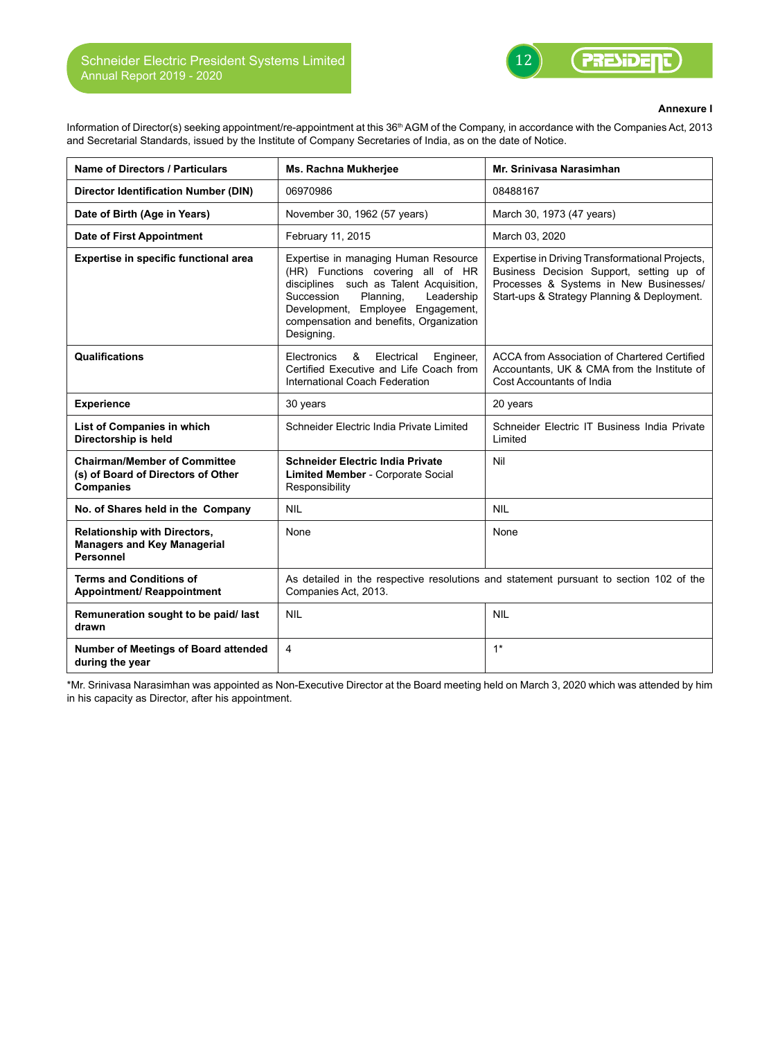**Annexure I**

Information of Director(s) seeking appointment/re-appointment at this 36th AGM of the Company, in accordance with the Companies Act, 2013 and Secretarial Standards, issued by the Institute of Company Secretaries of India, as on the date of Notice.

| Name of Directors / Particulars | Ms. Rachna Mukherjee | Mr. Srinivasa Narasimhan |
|---|---|---|
| **Director Identification Number (DIN)** | 06970986 | 08488167 |
| **Date of Birth (Age in Years)** | November 30, 1962 (57 years) | March 30, 1973 (47 years) |
| **Date of First Appointment** | February 11, 2015 | March 03, 2020 |
| **Expertise in specific functional area** | Expertise in managing Human Resource (HR) Functions covering all of HR disciplines such as Talent Acquisition, Succession Planning, Leadership Development, Employee Engagement, compensation and benefits, Organization Designing. | Expertise in Driving Transformational Projects, Business Decision Support, setting up of Processes & Systems in New Businesses/ Start-ups & Strategy Planning & Deployment. |
| **Qualifications** | Electronics & Electrical Engineer, Certified Executive and Life Coach from International Coach Federation | ACCA from Association of Chartered Certified Accountants, UK & CMA from the Institute of Cost Accountants of India |
| **Experience** | 30 years | 20 years |
| **List of Companies in which Directorship is held** | Schneider Electric India Private Limited | Schneider Electric IT Business India Private Limited |
| **Chairman/Member of Committee (s) of Board of Directors of Other Companies** | **Schneider Electric India Private Limited Member** - Corporate Social Responsibility | Nil |
| **No. of Shares held in the Company** | NIL | NIL |
| **Relationship with Directors, Managers and Key Managerial Personnel** | None | None |
| **Terms and Conditions of Appointment/ Reappointment** | As detailed in the respective resolutions and statement pursuant to section 102 of the Companies Act, 2013. | |
| **Remuneration sought to be paid/ last drawn** | NIL | NIL |
| **Number of Meetings of Board attended during the year** | 4 | 1* |

*Mr. Srinivasa Narasimhan was appointed as Non-Executive Director at the Board meeting held on March 3, 2020 which was attended by him in his capacity as Director, after his appointment.